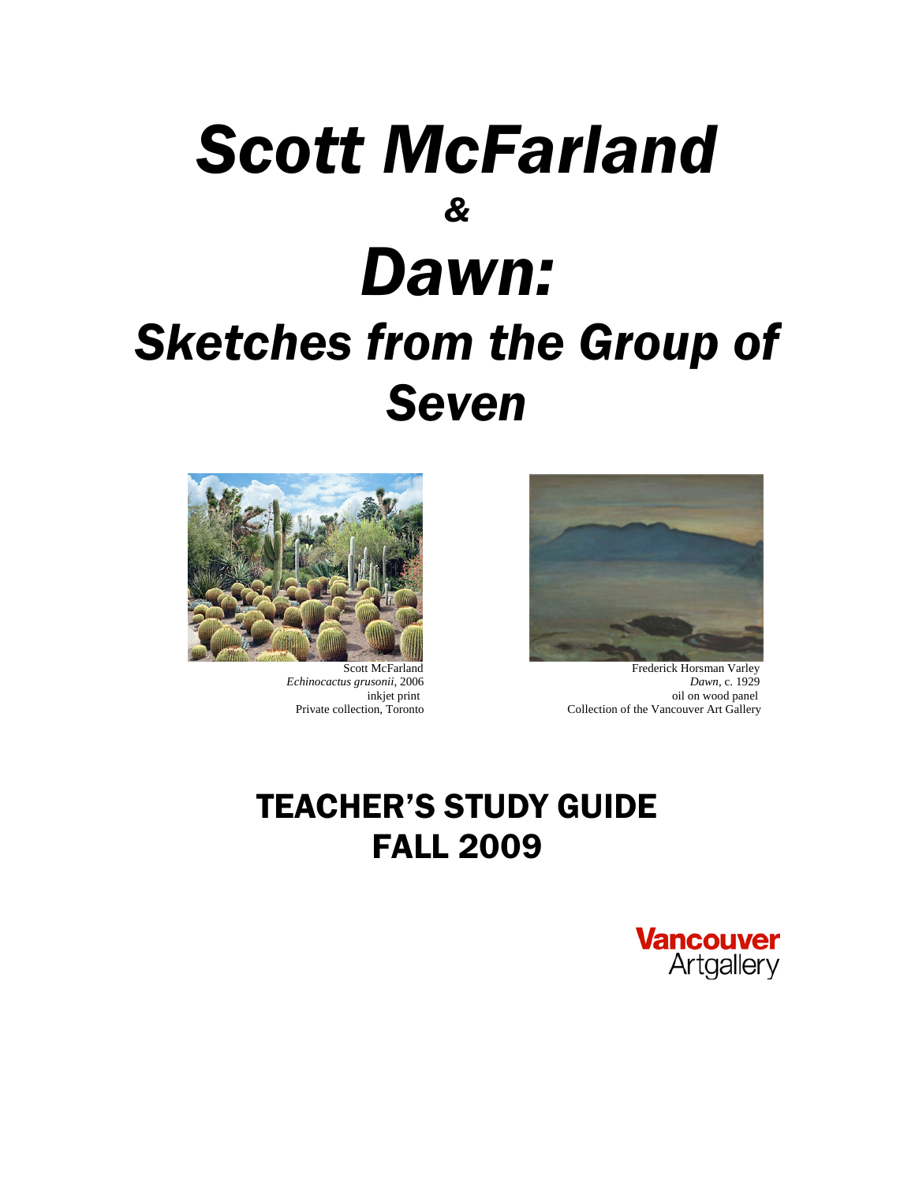# *Scott McFarland*

## *&*

# *Dawn:*

## *Sketches from the Group of Seven*

Scott McFarland
*Echinocactus grusonii*, 2006
inkjet print
Private collection, Toronto

Frederick Horsman Varley
*Dawn*, c. 1929
oil on wood panel
Collection of the Vancouver Art Gallery

## TEACHER'S STUDY GUIDE
## FALL 2009

Vancouver Artgallery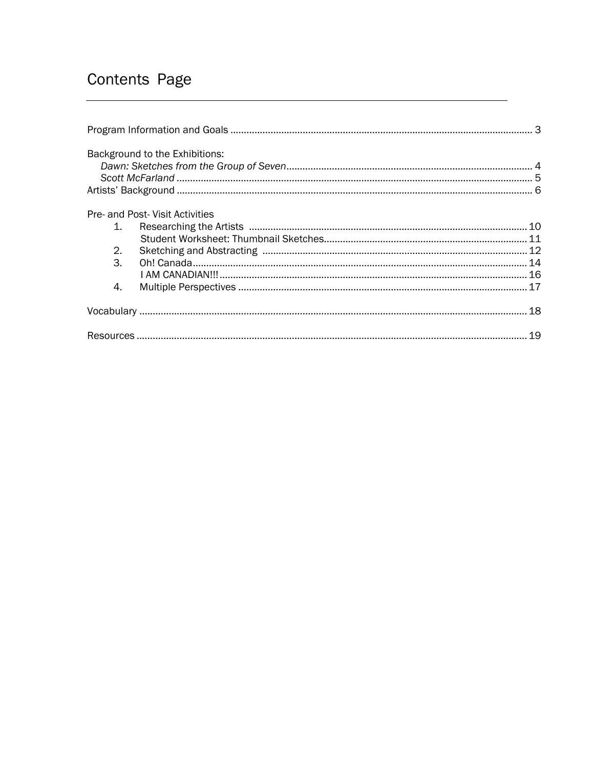# Contents Page

Program Information and Goals ........................................................ 3

Background to the Exhibitions:

*Dawn: Sketches from the Group of Seven* ........................................ 4

*Scott McFarland* ........................................................................ 5

Artists' Background ....................................................................... 6

Pre- and Post- Visit Activities

1. Researching the Artists ........................................................... 10

   Student Worksheet: Thumbnail Sketches ........................................ 11

2. Sketching and Abstracting ......................................................... 12

3. Oh! Canada ............................................................................. 14

   I AM CANADIAN!!! ..................................................................... 16

4. Multiple Perspectives .................................................................. 17

Vocabulary ...................................................................................... 18

Resources ........................................................................................ 19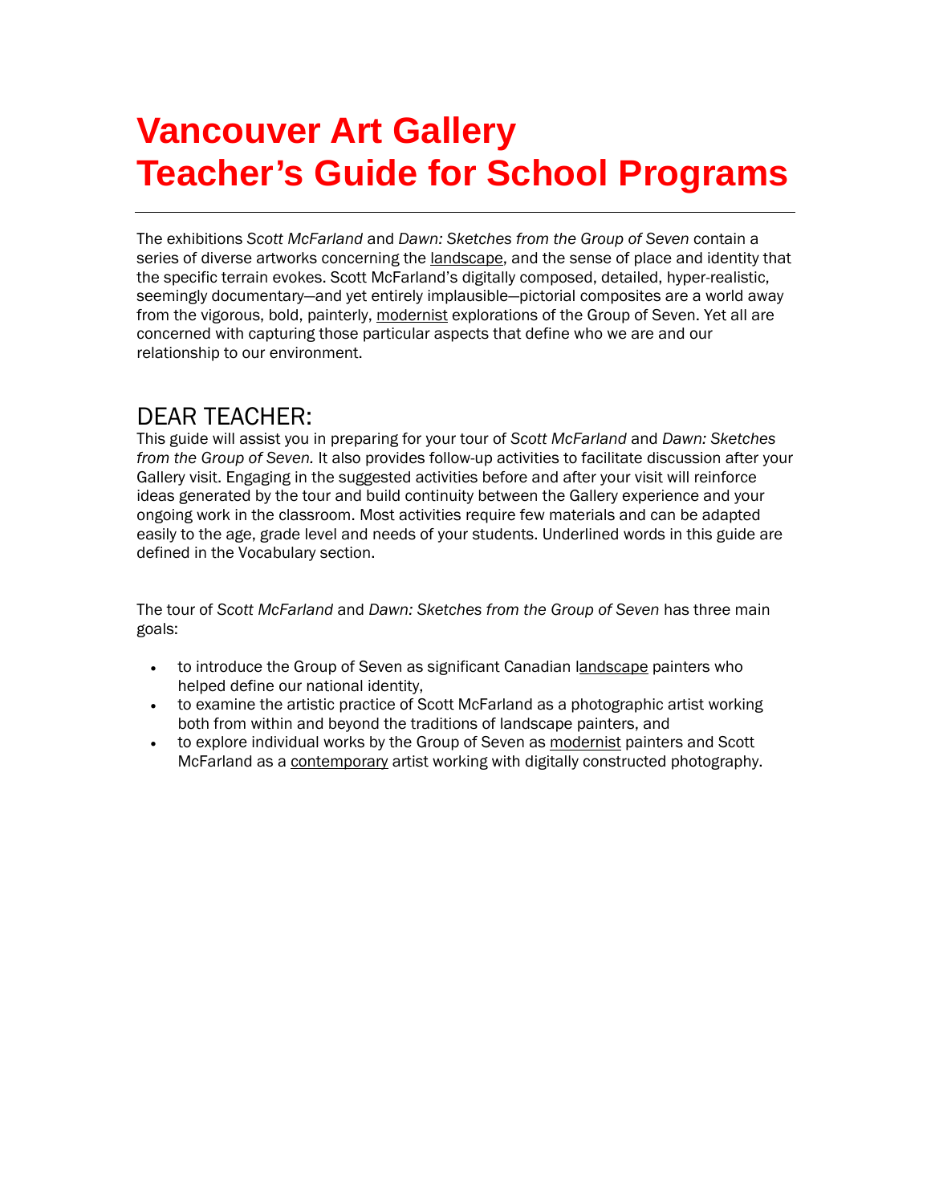# Vancouver Art Gallery
# Teacher's Guide for School Programs

---

The exhibitions *Scott McFarland* and *Dawn: Sketches from the Group of Seven* contain a series of diverse artworks concerning the landscape, and the sense of place and identity that the specific terrain evokes. Scott McFarland's digitally composed, detailed, hyper-realistic, seemingly documentary—and yet entirely implausible—pictorial composites are a world away from the vigorous, bold, painterly, modernist explorations of the Group of Seven. Yet all are concerned with capturing those particular aspects that define who we are and our relationship to our environment.

## DEAR TEACHER:

This guide will assist you in preparing for your tour of *Scott McFarland* and *Dawn: Sketches from the Group of Seven.* It also provides follow-up activities to facilitate discussion after your Gallery visit. Engaging in the suggested activities before and after your visit will reinforce ideas generated by the tour and build continuity between the Gallery experience and your ongoing work in the classroom. Most activities require few materials and can be adapted easily to the age, grade level and needs of your students. Underlined words in this guide are defined in the Vocabulary section.

The tour of *Scott McFarland* and *Dawn: Sketches from the Group of Seven* has three main goals:

- to introduce the Group of Seven as significant Canadian landscape painters who helped define our national identity,
- to examine the artistic practice of Scott McFarland as a photographic artist working both from within and beyond the traditions of landscape painters, and
- to explore individual works by the Group of Seven as modernist painters and Scott McFarland as a contemporary artist working with digitally constructed photography.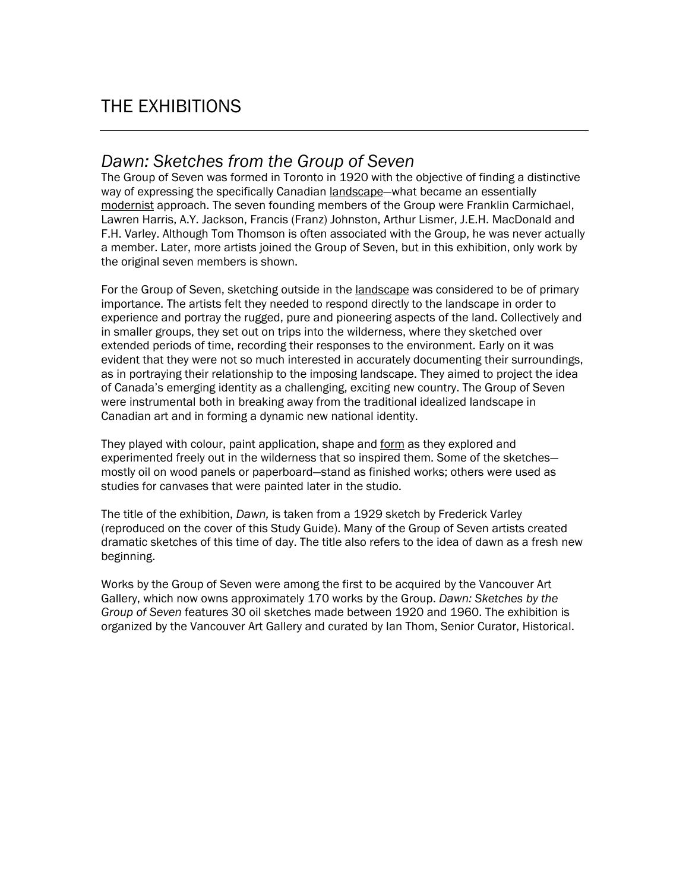# THE EXHIBITIONS

## *Dawn: Sketches from the Group of Seven*

The Group of Seven was formed in Toronto in 1920 with the objective of finding a distinctive way of expressing the specifically Canadian landscape—what became an essentially modernist approach. The seven founding members of the Group were Franklin Carmichael, Lawren Harris, A.Y. Jackson, Francis (Franz) Johnston, Arthur Lismer, J.E.H. MacDonald and F.H. Varley. Although Tom Thomson is often associated with the Group, he was never actually a member. Later, more artists joined the Group of Seven, but in this exhibition, only work by the original seven members is shown.

For the Group of Seven, sketching outside in the landscape was considered to be of primary importance. The artists felt they needed to respond directly to the landscape in order to experience and portray the rugged, pure and pioneering aspects of the land. Collectively and in smaller groups, they set out on trips into the wilderness, where they sketched over extended periods of time, recording their responses to the environment. Early on it was evident that they were not so much interested in accurately documenting their surroundings, as in portraying their relationship to the imposing landscape. They aimed to project the idea of Canada's emerging identity as a challenging, exciting new country. The Group of Seven were instrumental both in breaking away from the traditional idealized landscape in Canadian art and in forming a dynamic new national identity.

They played with colour, paint application, shape and form as they explored and experimented freely out in the wilderness that so inspired them. Some of the sketches—mostly oil on wood panels or paperboard—stand as finished works; others were used as studies for canvases that were painted later in the studio.

The title of the exhibition, *Dawn,* is taken from a 1929 sketch by Frederick Varley (reproduced on the cover of this Study Guide). Many of the Group of Seven artists created dramatic sketches of this time of day. The title also refers to the idea of dawn as a fresh new beginning.

Works by the Group of Seven were among the first to be acquired by the Vancouver Art Gallery, which now owns approximately 170 works by the Group. *Dawn: Sketches by the Group of Seven* features 30 oil sketches made between 1920 and 1960. The exhibition is organized by the Vancouver Art Gallery and curated by Ian Thom, Senior Curator, Historical.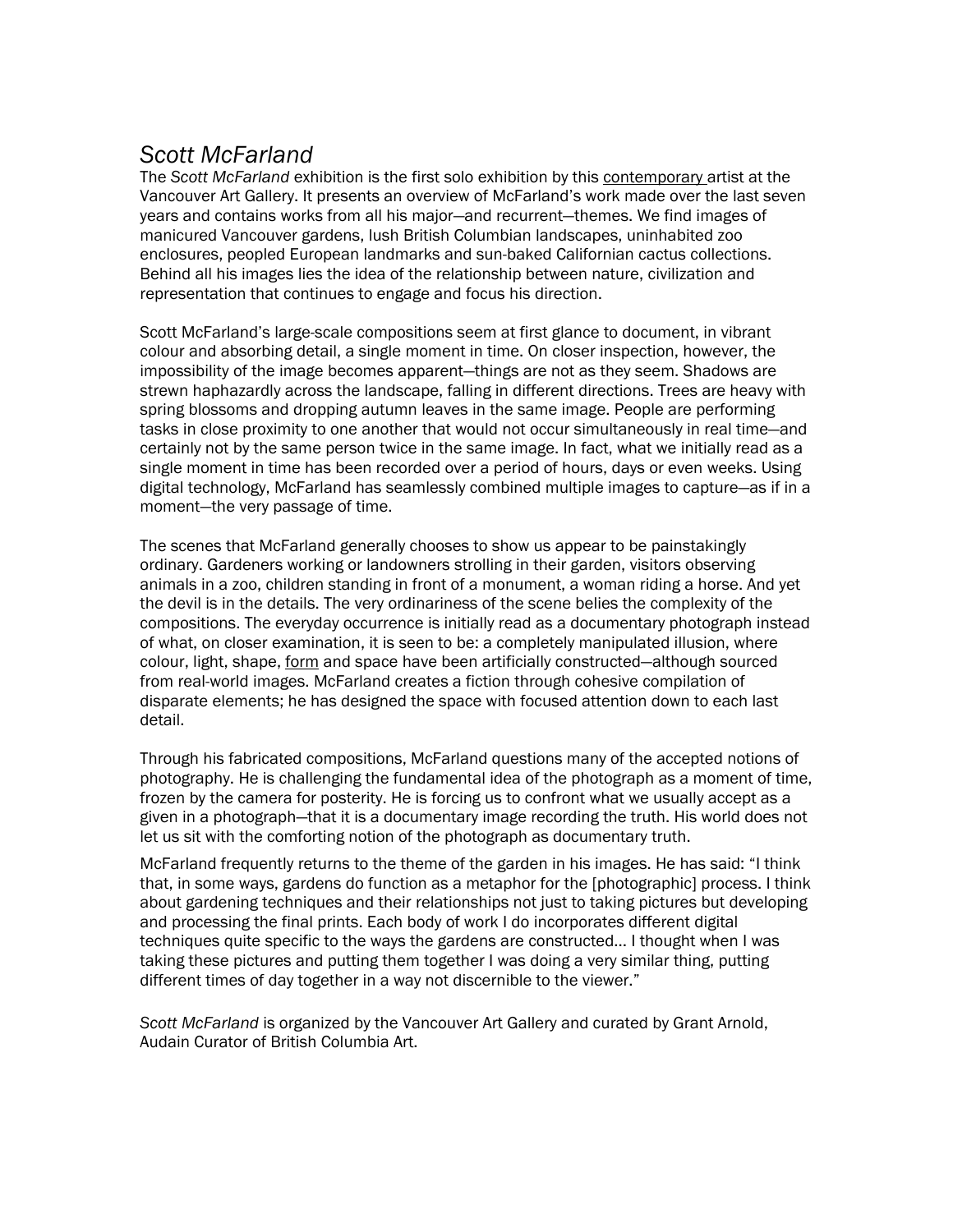## *Scott McFarland*

The *Scott McFarland* exhibition is the first solo exhibition by this contemporary artist at the Vancouver Art Gallery. It presents an overview of McFarland's work made over the last seven years and contains works from all his major—and recurrent—themes. We find images of manicured Vancouver gardens, lush British Columbian landscapes, uninhabited zoo enclosures, peopled European landmarks and sun-baked Californian cactus collections. Behind all his images lies the idea of the relationship between nature, civilization and representation that continues to engage and focus his direction.

Scott McFarland's large-scale compositions seem at first glance to document, in vibrant colour and absorbing detail, a single moment in time. On closer inspection, however, the impossibility of the image becomes apparent—things are not as they seem. Shadows are strewn haphazardly across the landscape, falling in different directions. Trees are heavy with spring blossoms and dropping autumn leaves in the same image. People are performing tasks in close proximity to one another that would not occur simultaneously in real time—and certainly not by the same person twice in the same image. In fact, what we initially read as a single moment in time has been recorded over a period of hours, days or even weeks. Using digital technology, McFarland has seamlessly combined multiple images to capture—as if in a moment—the very passage of time.

The scenes that McFarland generally chooses to show us appear to be painstakingly ordinary. Gardeners working or landowners strolling in their garden, visitors observing animals in a zoo, children standing in front of a monument, a woman riding a horse. And yet the devil is in the details. The very ordinariness of the scene belies the complexity of the compositions. The everyday occurrence is initially read as a documentary photograph instead of what, on closer examination, it is seen to be: a completely manipulated illusion, where colour, light, shape, form and space have been artificially constructed—although sourced from real-world images. McFarland creates a fiction through cohesive compilation of disparate elements; he has designed the space with focused attention down to each last detail.

Through his fabricated compositions, McFarland questions many of the accepted notions of photography. He is challenging the fundamental idea of the photograph as a moment of time, frozen by the camera for posterity. He is forcing us to confront what we usually accept as a given in a photograph—that it is a documentary image recording the truth. His world does not let us sit with the comforting notion of the photograph as documentary truth.

McFarland frequently returns to the theme of the garden in his images. He has said: "I think that, in some ways, gardens do function as a metaphor for the [photographic] process. I think about gardening techniques and their relationships not just to taking pictures but developing and processing the final prints. Each body of work I do incorporates different digital techniques quite specific to the ways the gardens are constructed… I thought when I was taking these pictures and putting them together I was doing a very similar thing, putting different times of day together in a way not discernible to the viewer."

*Scott McFarland* is organized by the Vancouver Art Gallery and curated by Grant Arnold, Audain Curator of British Columbia Art.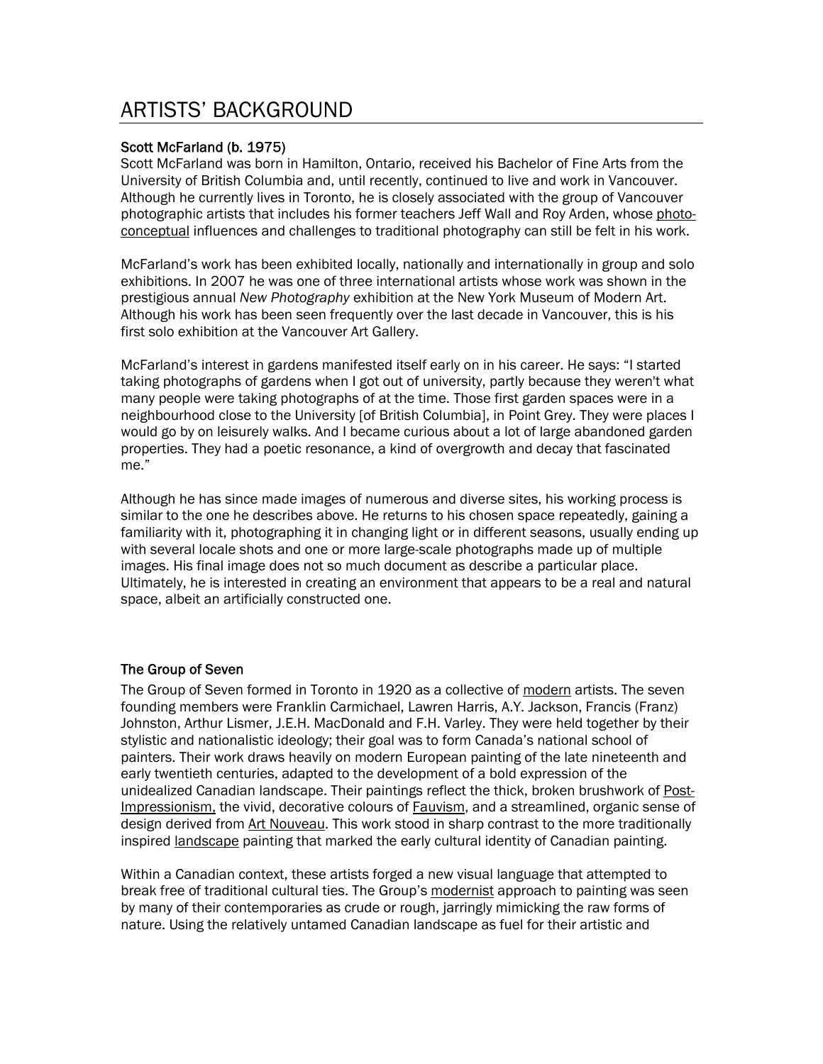# ARTISTS' BACKGROUND

### Scott McFarland (b. 1975)

Scott McFarland was born in Hamilton, Ontario, received his Bachelor of Fine Arts from the University of British Columbia and, until recently, continued to live and work in Vancouver. Although he currently lives in Toronto, he is closely associated with the group of Vancouver photographic artists that includes his former teachers Jeff Wall and Roy Arden, whose photo-conceptual influences and challenges to traditional photography can still be felt in his work.

McFarland's work has been exhibited locally, nationally and internationally in group and solo exhibitions. In 2007 he was one of three international artists whose work was shown in the prestigious annual *New Photography* exhibition at the New York Museum of Modern Art. Although his work has been seen frequently over the last decade in Vancouver, this is his first solo exhibition at the Vancouver Art Gallery.

McFarland's interest in gardens manifested itself early on in his career. He says: "I started taking photographs of gardens when I got out of university, partly because they weren't what many people were taking photographs of at the time. Those first garden spaces were in a neighbourhood close to the University [of British Columbia], in Point Grey. They were places I would go by on leisurely walks. And I became curious about a lot of large abandoned garden properties. They had a poetic resonance, a kind of overgrowth and decay that fascinated me."

Although he has since made images of numerous and diverse sites, his working process is similar to the one he describes above. He returns to his chosen space repeatedly, gaining a familiarity with it, photographing it in changing light or in different seasons, usually ending up with several locale shots and one or more large-scale photographs made up of multiple images. His final image does not so much document as describe a particular place. Ultimately, he is interested in creating an environment that appears to be a real and natural space, albeit an artificially constructed one.

### The Group of Seven

The Group of Seven formed in Toronto in 1920 as a collective of modern artists. The seven founding members were Franklin Carmichael, Lawren Harris, A.Y. Jackson, Francis (Franz) Johnston, Arthur Lismer, J.E.H. MacDonald and F.H. Varley. They were held together by their stylistic and nationalistic ideology; their goal was to form Canada's national school of painters. Their work draws heavily on modern European painting of the late nineteenth and early twentieth centuries, adapted to the development of a bold expression of the unidealized Canadian landscape. Their paintings reflect the thick, broken brushwork of Post-Impressionism, the vivid, decorative colours of Fauvism, and a streamlined, organic sense of design derived from Art Nouveau. This work stood in sharp contrast to the more traditionally inspired landscape painting that marked the early cultural identity of Canadian painting.

Within a Canadian context, these artists forged a new visual language that attempted to break free of traditional cultural ties. The Group's modernist approach to painting was seen by many of their contemporaries as crude or rough, jarringly mimicking the raw forms of nature. Using the relatively untamed Canadian landscape as fuel for their artistic and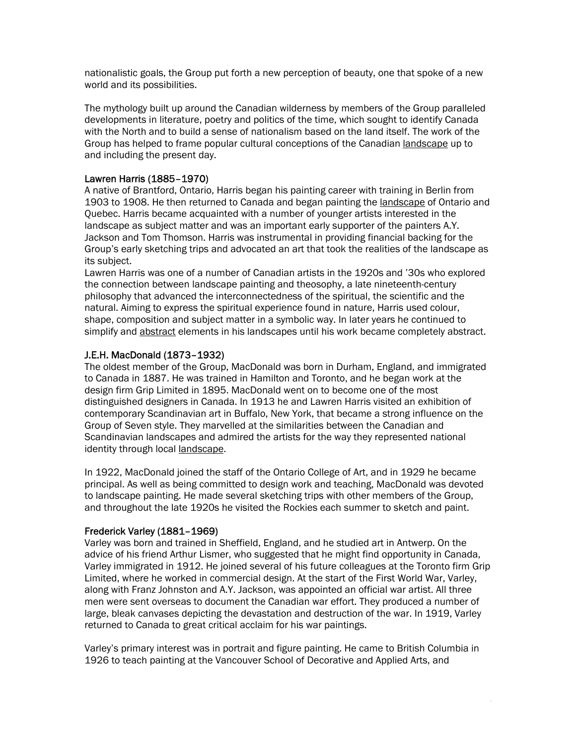nationalistic goals, the Group put forth a new perception of beauty, one that spoke of a new world and its possibilities.

The mythology built up around the Canadian wilderness by members of the Group paralleled developments in literature, poetry and politics of the time, which sought to identify Canada with the North and to build a sense of nationalism based on the land itself. The work of the Group has helped to frame popular cultural conceptions of the Canadian landscape up to and including the present day.

### Lawren Harris (1885–1970)

A native of Brantford, Ontario, Harris began his painting career with training in Berlin from 1903 to 1908. He then returned to Canada and began painting the landscape of Ontario and Quebec. Harris became acquainted with a number of younger artists interested in the landscape as subject matter and was an important early supporter of the painters A.Y. Jackson and Tom Thomson. Harris was instrumental in providing financial backing for the Group's early sketching trips and advocated an art that took the realities of the landscape as its subject.

Lawren Harris was one of a number of Canadian artists in the 1920s and '30s who explored the connection between landscape painting and theosophy, a late nineteenth-century philosophy that advanced the interconnectedness of the spiritual, the scientific and the natural. Aiming to express the spiritual experience found in nature, Harris used colour, shape, composition and subject matter in a symbolic way. In later years he continued to simplify and abstract elements in his landscapes until his work became completely abstract.

### J.E.H. MacDonald (1873–1932)

The oldest member of the Group, MacDonald was born in Durham, England, and immigrated to Canada in 1887. He was trained in Hamilton and Toronto, and he began work at the design firm Grip Limited in 1895. MacDonald went on to become one of the most distinguished designers in Canada. In 1913 he and Lawren Harris visited an exhibition of contemporary Scandinavian art in Buffalo, New York, that became a strong influence on the Group of Seven style. They marvelled at the similarities between the Canadian and Scandinavian landscapes and admired the artists for the way they represented national identity through local landscape.

In 1922, MacDonald joined the staff of the Ontario College of Art, and in 1929 he became principal. As well as being committed to design work and teaching, MacDonald was devoted to landscape painting. He made several sketching trips with other members of the Group, and throughout the late 1920s he visited the Rockies each summer to sketch and paint.

### Frederick Varley (1881–1969)

Varley was born and trained in Sheffield, England, and he studied art in Antwerp. On the advice of his friend Arthur Lismer, who suggested that he might find opportunity in Canada, Varley immigrated in 1912. He joined several of his future colleagues at the Toronto firm Grip Limited, where he worked in commercial design. At the start of the First World War, Varley, along with Franz Johnston and A.Y. Jackson, was appointed an official war artist. All three men were sent overseas to document the Canadian war effort. They produced a number of large, bleak canvases depicting the devastation and destruction of the war. In 1919, Varley returned to Canada to great critical acclaim for his war paintings.

Varley's primary interest was in portrait and figure painting. He came to British Columbia in 1926 to teach painting at the Vancouver School of Decorative and Applied Arts, and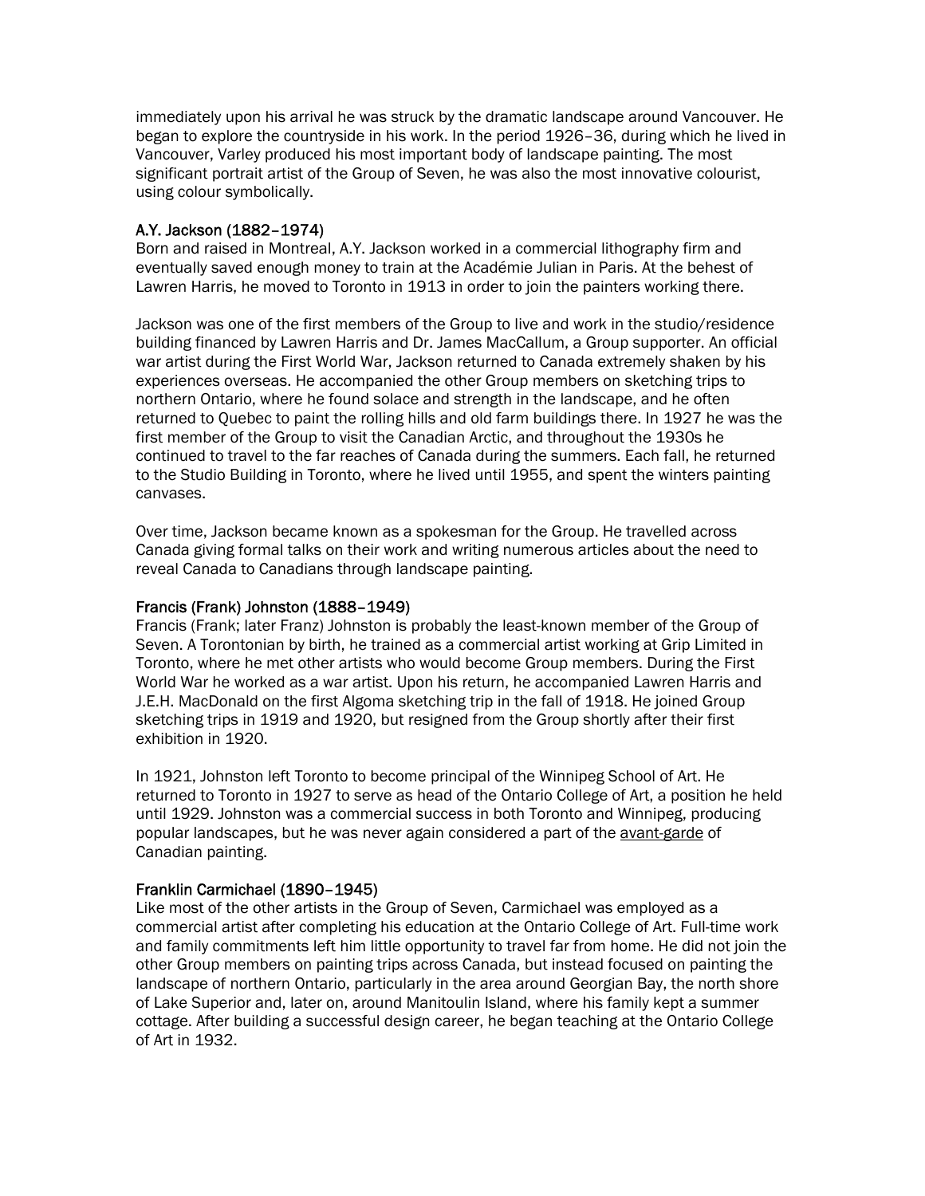immediately upon his arrival he was struck by the dramatic landscape around Vancouver. He began to explore the countryside in his work. In the period 1926–36, during which he lived in Vancouver, Varley produced his most important body of landscape painting. The most significant portrait artist of the Group of Seven, he was also the most innovative colourist, using colour symbolically.

### A.Y. Jackson (1882–1974)

Born and raised in Montreal, A.Y. Jackson worked in a commercial lithography firm and eventually saved enough money to train at the Académie Julian in Paris. At the behest of Lawren Harris, he moved to Toronto in 1913 in order to join the painters working there.

Jackson was one of the first members of the Group to live and work in the studio/residence building financed by Lawren Harris and Dr. James MacCallum, a Group supporter. An official war artist during the First World War, Jackson returned to Canada extremely shaken by his experiences overseas. He accompanied the other Group members on sketching trips to northern Ontario, where he found solace and strength in the landscape, and he often returned to Quebec to paint the rolling hills and old farm buildings there. In 1927 he was the first member of the Group to visit the Canadian Arctic, and throughout the 1930s he continued to travel to the far reaches of Canada during the summers. Each fall, he returned to the Studio Building in Toronto, where he lived until 1955, and spent the winters painting canvases.

Over time, Jackson became known as a spokesman for the Group. He travelled across Canada giving formal talks on their work and writing numerous articles about the need to reveal Canada to Canadians through landscape painting.

### Francis (Frank) Johnston (1888–1949)

Francis (Frank; later Franz) Johnston is probably the least-known member of the Group of Seven. A Torontonian by birth, he trained as a commercial artist working at Grip Limited in Toronto, where he met other artists who would become Group members. During the First World War he worked as a war artist. Upon his return, he accompanied Lawren Harris and J.E.H. MacDonald on the first Algoma sketching trip in the fall of 1918. He joined Group sketching trips in 1919 and 1920, but resigned from the Group shortly after their first exhibition in 1920.

In 1921, Johnston left Toronto to become principal of the Winnipeg School of Art. He returned to Toronto in 1927 to serve as head of the Ontario College of Art, a position he held until 1929. Johnston was a commercial success in both Toronto and Winnipeg, producing popular landscapes, but he was never again considered a part of the avant-garde of Canadian painting.

### Franklin Carmichael (1890–1945)

Like most of the other artists in the Group of Seven, Carmichael was employed as a commercial artist after completing his education at the Ontario College of Art. Full-time work and family commitments left him little opportunity to travel far from home. He did not join the other Group members on painting trips across Canada, but instead focused on painting the landscape of northern Ontario, particularly in the area around Georgian Bay, the north shore of Lake Superior and, later on, around Manitoulin Island, where his family kept a summer cottage. After building a successful design career, he began teaching at the Ontario College of Art in 1932.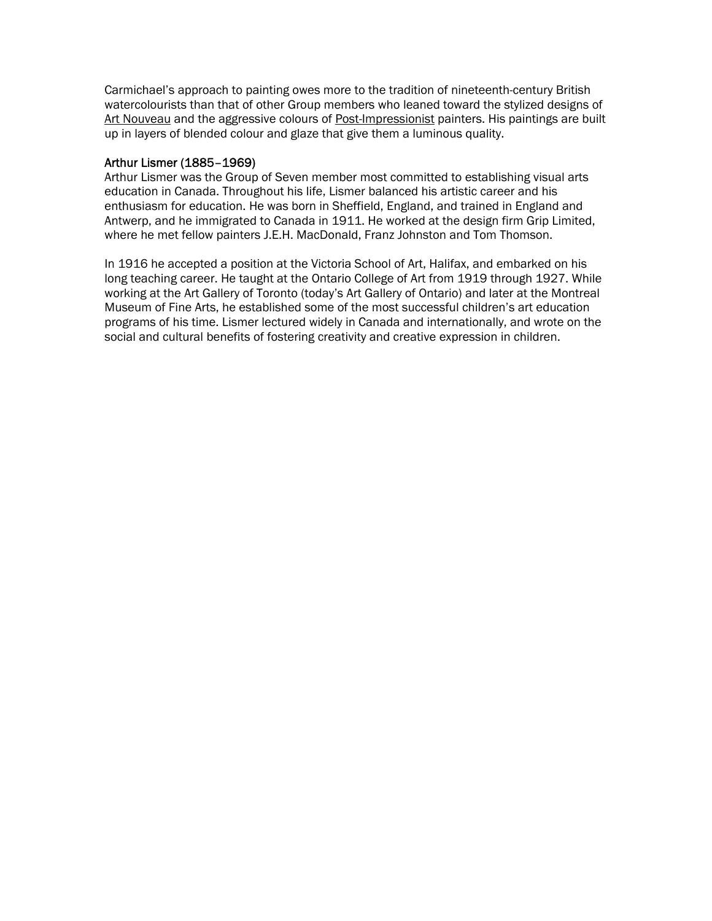Carmichael’s approach to painting owes more to the tradition of nineteenth-century British watercolourists than that of other Group members who leaned toward the stylized designs of Art Nouveau and the aggressive colours of Post-Impressionist painters. His paintings are built up in layers of blended colour and glaze that give them a luminous quality.

### Arthur Lismer (1885–1969)

Arthur Lismer was the Group of Seven member most committed to establishing visual arts education in Canada. Throughout his life, Lismer balanced his artistic career and his enthusiasm for education. He was born in Sheffield, England, and trained in England and Antwerp, and he immigrated to Canada in 1911. He worked at the design firm Grip Limited, where he met fellow painters J.E.H. MacDonald, Franz Johnston and Tom Thomson.

In 1916 he accepted a position at the Victoria School of Art, Halifax, and embarked on his long teaching career. He taught at the Ontario College of Art from 1919 through 1927. While working at the Art Gallery of Toronto (today’s Art Gallery of Ontario) and later at the Montreal Museum of Fine Arts, he established some of the most successful children’s art education programs of his time. Lismer lectured widely in Canada and internationally, and wrote on the social and cultural benefits of fostering creativity and creative expression in children.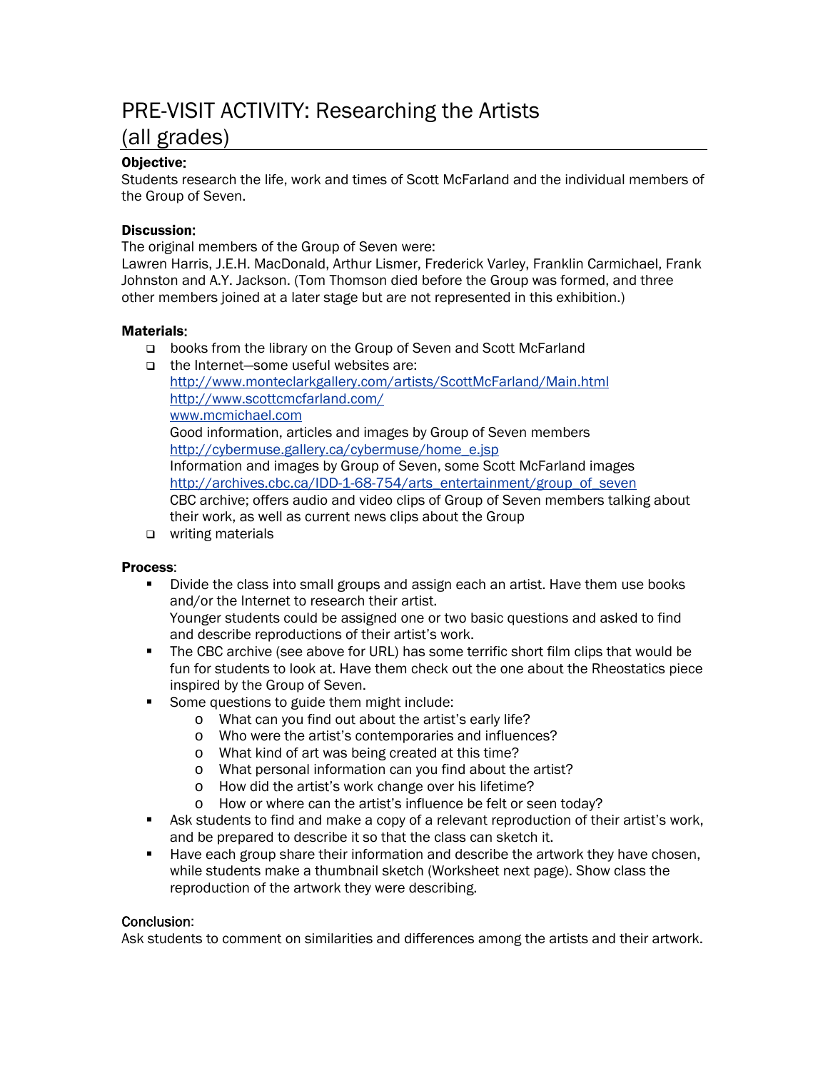# PRE-VISIT ACTIVITY: Researching the Artists (all grades)

**Objective**:
Students research the life, work and times of Scott McFarland and the individual members of the Group of Seven.

**Discussion:**
The original members of the Group of Seven were:
Lawren Harris, J.E.H. MacDonald, Arthur Lismer, Frederick Varley, Franklin Carmichael, Frank Johnston and A.Y. Jackson. (Tom Thomson died before the Group was formed, and three other members joined at a later stage but are not represented in this exhibition.)

**Materials**:

- books from the library on the Group of Seven and Scott McFarland
- the Internet—some useful websites are:
  http://www.monteclarkgallery.com/artists/ScottMcFarland/Main.html
  http://www.scottcmcfarland.com/
  www.mcmichael.com
  Good information, articles and images by Group of Seven members
  http://cybermuse.gallery.ca/cybermuse/home_e.jsp
  Information and images by Group of Seven, some Scott McFarland images
  http://archives.cbc.ca/IDD-1-68-754/arts_entertainment/group_of_seven
  CBC archive; offers audio and video clips of Group of Seven members talking about their work, as well as current news clips about the Group
- writing materials

**Process**:

- Divide the class into small groups and assign each an artist. Have them use books and/or the Internet to research their artist.
  Younger students could be assigned one or two basic questions and asked to find and describe reproductions of their artist's work.
- The CBC archive (see above for URL) has some terrific short film clips that would be fun for students to look at. Have them check out the one about the Rheostatics piece inspired by the Group of Seven.
- Some questions to guide them might include:
  - What can you find out about the artist's early life?
  - Who were the artist's contemporaries and influences?
  - What kind of art was being created at this time?
  - What personal information can you find about the artist?
  - How did the artist's work change over his lifetime?
  - How or where can the artist's influence be felt or seen today?
- Ask students to find and make a copy of a relevant reproduction of their artist's work, and be prepared to describe it so that the class can sketch it.
- Have each group share their information and describe the artwork they have chosen, while students make a thumbnail sketch (Worksheet next page). Show class the reproduction of the artwork they were describing.

Conclusion:
Ask students to comment on similarities and differences among the artists and their artwork.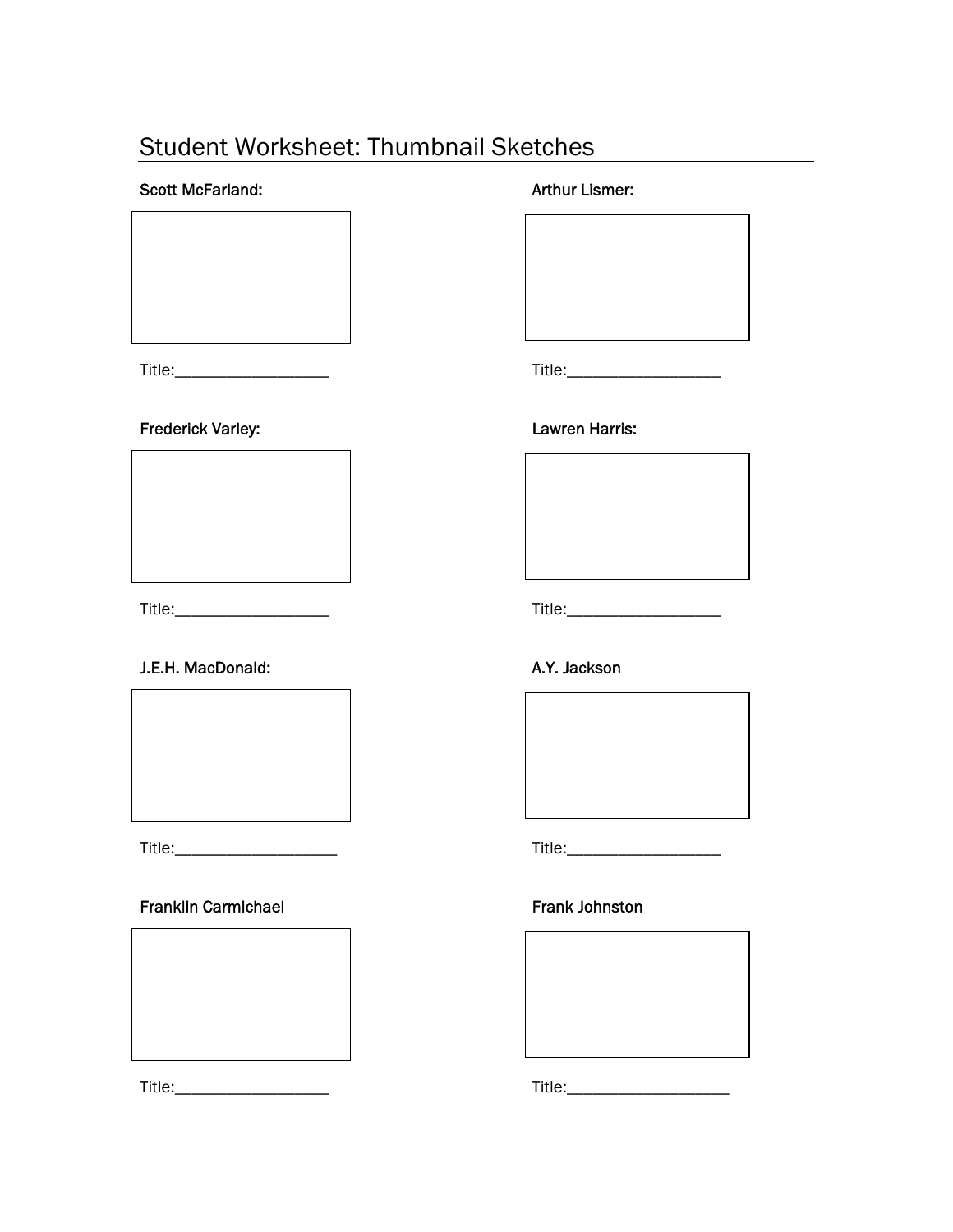# Student Worksheet: Thumbnail Sketches

**Scott McFarland:**

Title:___________________

**Arthur Lismer:**

Title:___________________

**Frederick Varley:**

Title:___________________

**Lawren Harris:**

Title:___________________

**J.E.H. MacDonald:**

Title:____________________

**A.Y. Jackson**

Title:___________________

**Franklin Carmichael**

Title:___________________

**Frank Johnston**

Title:____________________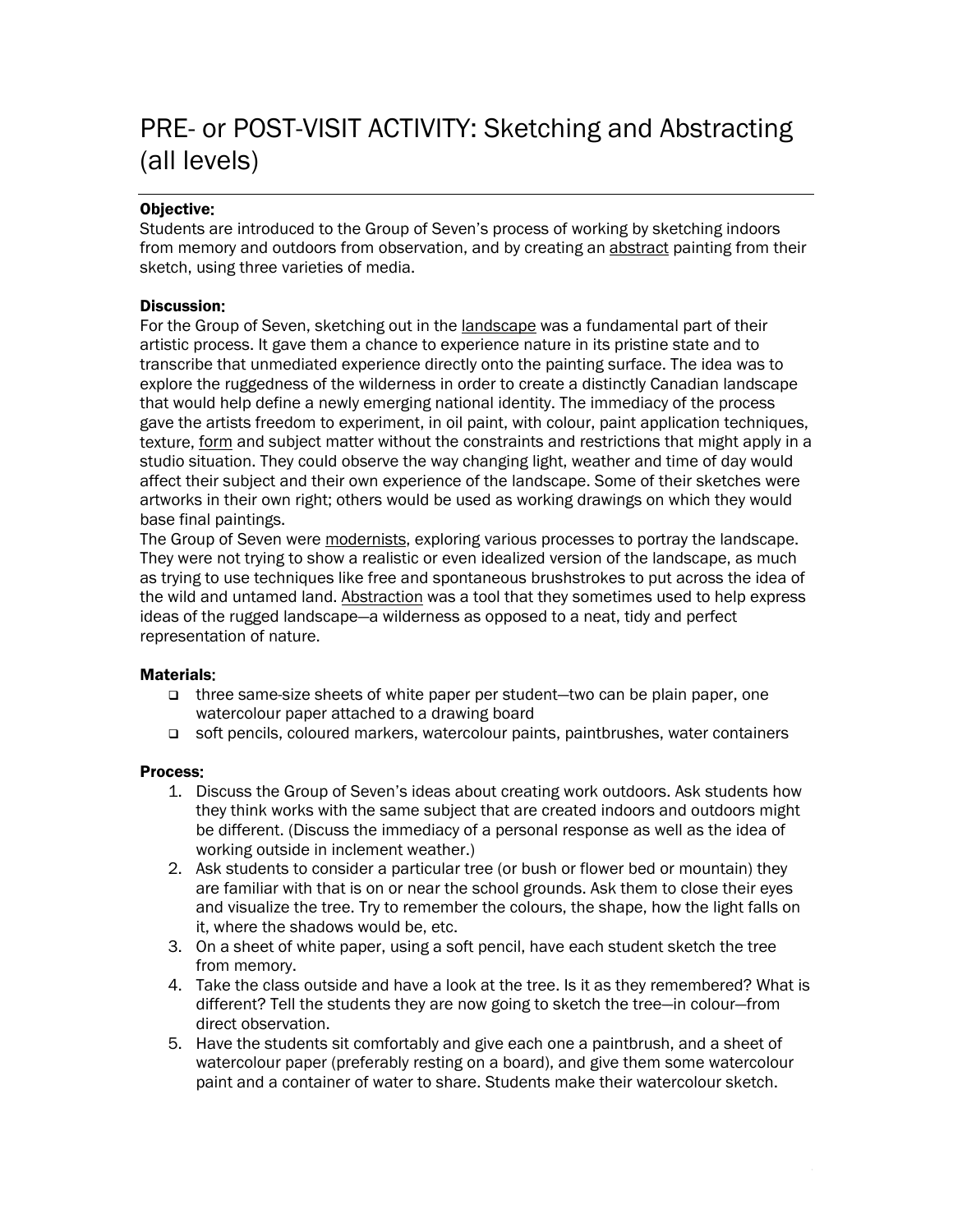# PRE- or POST-VISIT ACTIVITY: Sketching and Abstracting (all levels)

**Objective:**
Students are introduced to the Group of Seven's process of working by sketching indoors from memory and outdoors from observation, and by creating an abstract painting from their sketch, using three varieties of media.

**Discussion:**
For the Group of Seven, sketching out in the landscape was a fundamental part of their artistic process. It gave them a chance to experience nature in its pristine state and to transcribe that unmediated experience directly onto the painting surface. The idea was to explore the ruggedness of the wilderness in order to create a distinctly Canadian landscape that would help define a newly emerging national identity. The immediacy of the process gave the artists freedom to experiment, in oil paint, with colour, paint application techniques, texture, form and subject matter without the constraints and restrictions that might apply in a studio situation. They could observe the way changing light, weather and time of day would affect their subject and their own experience of the landscape. Some of their sketches were artworks in their own right; others would be used as working drawings on which they would base final paintings.

The Group of Seven were modernists, exploring various processes to portray the landscape. They were not trying to show a realistic or even idealized version of the landscape, as much as trying to use techniques like free and spontaneous brushstrokes to put across the idea of the wild and untamed land. Abstraction was a tool that they sometimes used to help express ideas of the rugged landscape—a wilderness as opposed to a neat, tidy and perfect representation of nature.

**Materials:**

- three same-size sheets of white paper per student—two can be plain paper, one watercolour paper attached to a drawing board
- soft pencils, coloured markers, watercolour paints, paintbrushes, water containers

**Process:**

1. Discuss the Group of Seven's ideas about creating work outdoors. Ask students how they think works with the same subject that are created indoors and outdoors might be different. (Discuss the immediacy of a personal response as well as the idea of working outside in inclement weather.)
2. Ask students to consider a particular tree (or bush or flower bed or mountain) they are familiar with that is on or near the school grounds. Ask them to close their eyes and visualize the tree. Try to remember the colours, the shape, how the light falls on it, where the shadows would be, etc.
3. On a sheet of white paper, using a soft pencil, have each student sketch the tree from memory.
4. Take the class outside and have a look at the tree. Is it as they remembered? What is different? Tell the students they are now going to sketch the tree—in colour—from direct observation.
5. Have the students sit comfortably and give each one a paintbrush, and a sheet of watercolour paper (preferably resting on a board), and give them some watercolour paint and a container of water to share. Students make their watercolour sketch.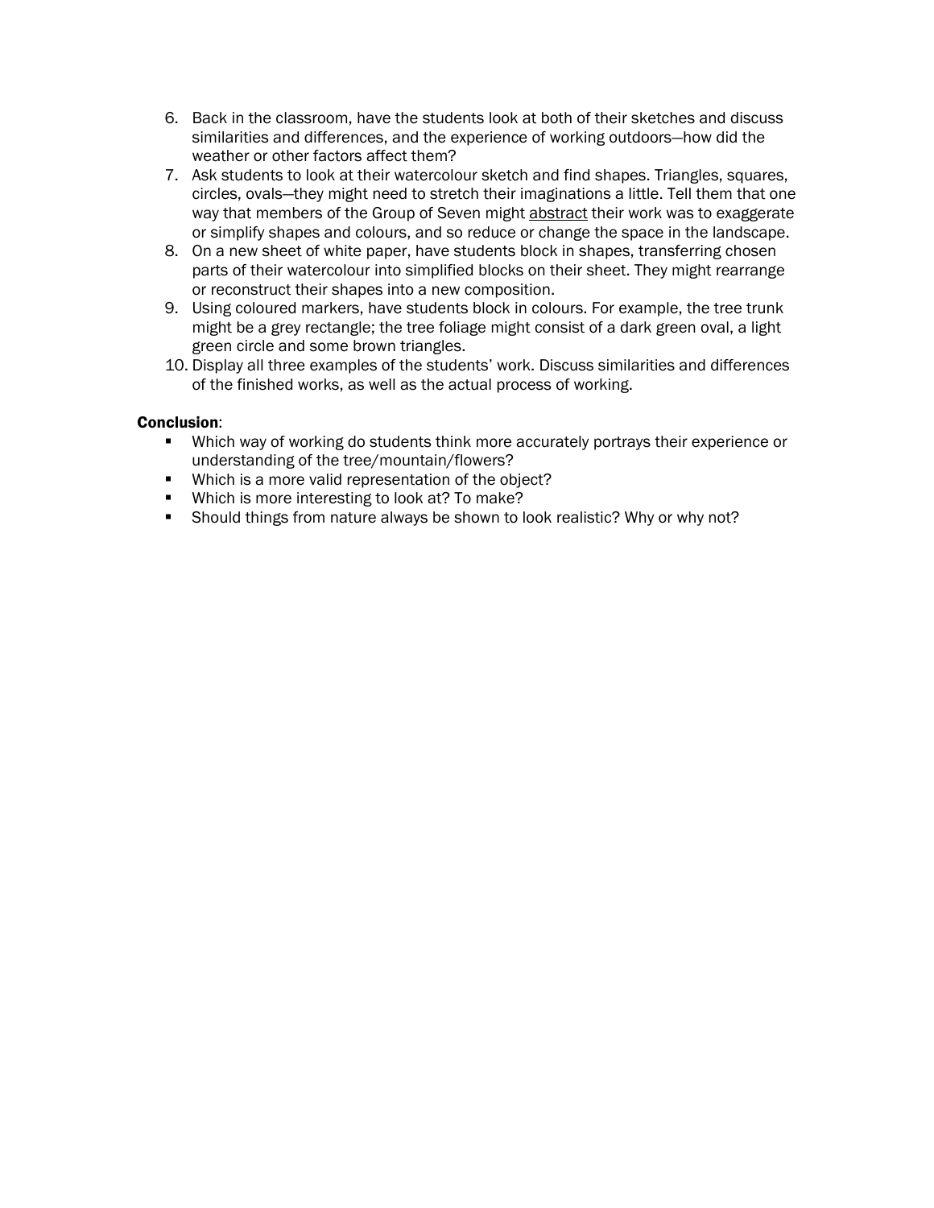6. Back in the classroom, have the students look at both of their sketches and discuss similarities and differences, and the experience of working outdoors—how did the weather or other factors affect them?
7. Ask students to look at their watercolour sketch and find shapes. Triangles, squares, circles, ovals—they might need to stretch their imaginations a little. Tell them that one way that members of the Group of Seven might <u>abstract</u> their work was to exaggerate or simplify shapes and colours, and so reduce or change the space in the landscape.
8. On a new sheet of white paper, have students block in shapes, transferring chosen parts of their watercolour into simplified blocks on their sheet. They might rearrange or reconstruct their shapes into a new composition.
9. Using coloured markers, have students block in colours. For example, the tree trunk might be a grey rectangle; the tree foliage might consist of a dark green oval, a light green circle and some brown triangles.
10. Display all three examples of the students' work. Discuss similarities and differences of the finished works, as well as the actual process of working.

**Conclusion**:

- Which way of working do students think more accurately portrays their experience or understanding of the tree/mountain/flowers?
- Which is a more valid representation of the object?
- Which is more interesting to look at? To make?
- Should things from nature always be shown to look realistic? Why or why not?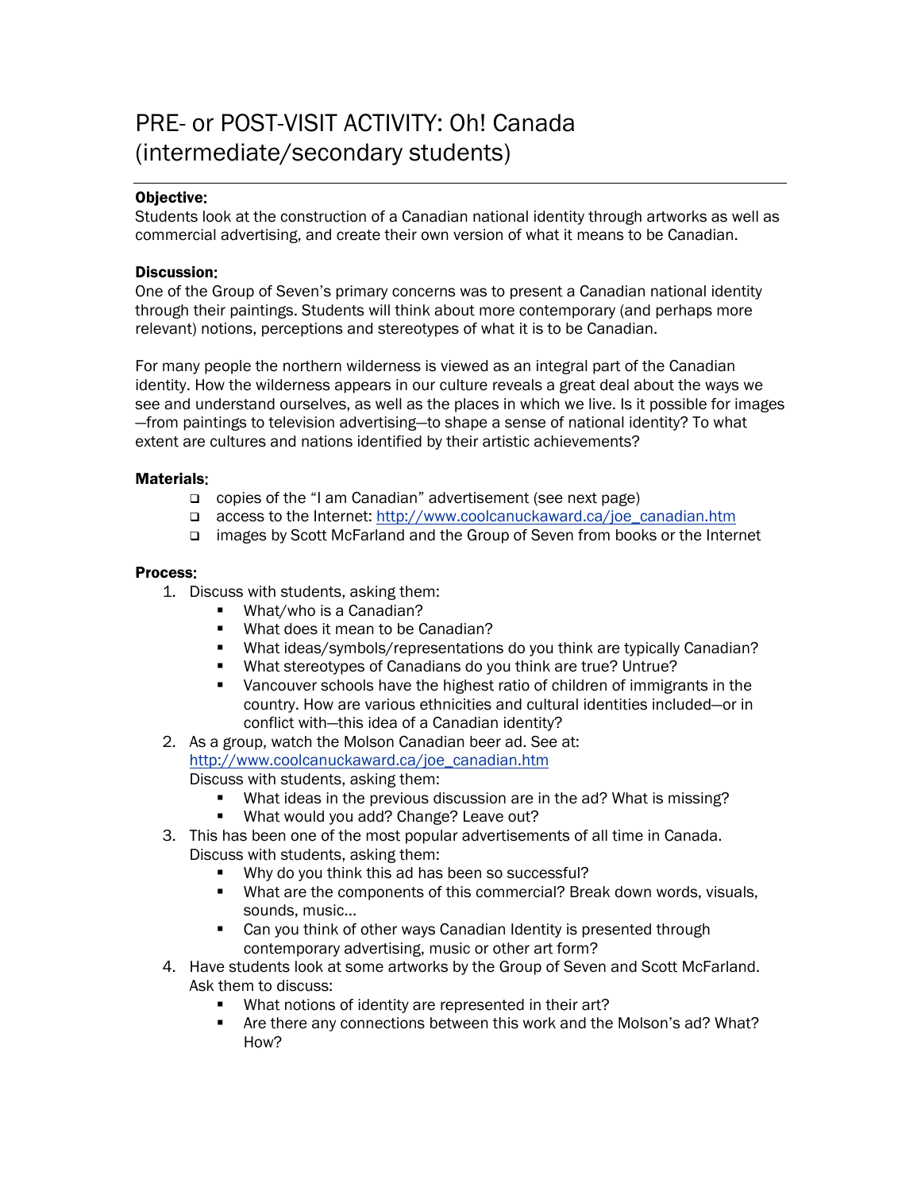# PRE- or POST-VISIT ACTIVITY: Oh! Canada (intermediate/secondary students)

**Objective:**
Students look at the construction of a Canadian national identity through artworks as well as commercial advertising, and create their own version of what it means to be Canadian.

**Discussion:**
One of the Group of Seven's primary concerns was to present a Canadian national identity through their paintings. Students will think about more contemporary (and perhaps more relevant) notions, perceptions and stereotypes of what it is to be Canadian.

For many people the northern wilderness is viewed as an integral part of the Canadian identity. How the wilderness appears in our culture reveals a great deal about the ways we see and understand ourselves, as well as the places in which we live. Is it possible for images —from paintings to television advertising—to shape a sense of national identity? To what extent are cultures and nations identified by their artistic achievements?

**Materials:**

- copies of the "I am Canadian" advertisement (see next page)
- access to the Internet: http://www.coolcanuckaward.ca/joe_canadian.htm
- images by Scott McFarland and the Group of Seven from books or the Internet

**Process:**

1. Discuss with students, asking them:
   - What/who is a Canadian?
   - What does it mean to be Canadian?
   - What ideas/symbols/representations do you think are typically Canadian?
   - What stereotypes of Canadians do you think are true? Untrue?
   - Vancouver schools have the highest ratio of children of immigrants in the country. How are various ethnicities and cultural identities included—or in conflict with—this idea of a Canadian identity?
2. As a group, watch the Molson Canadian beer ad. See at: http://www.coolcanuckaward.ca/joe_canadian.htm
   Discuss with students, asking them:
   - What ideas in the previous discussion are in the ad? What is missing?
   - What would you add? Change? Leave out?
3. This has been one of the most popular advertisements of all time in Canada. Discuss with students, asking them:
   - Why do you think this ad has been so successful?
   - What are the components of this commercial? Break down words, visuals, sounds, music…
   - Can you think of other ways Canadian Identity is presented through contemporary advertising, music or other art form?
4. Have students look at some artworks by the Group of Seven and Scott McFarland. Ask them to discuss:
   - What notions of identity are represented in their art?
   - Are there any connections between this work and the Molson's ad? What? How?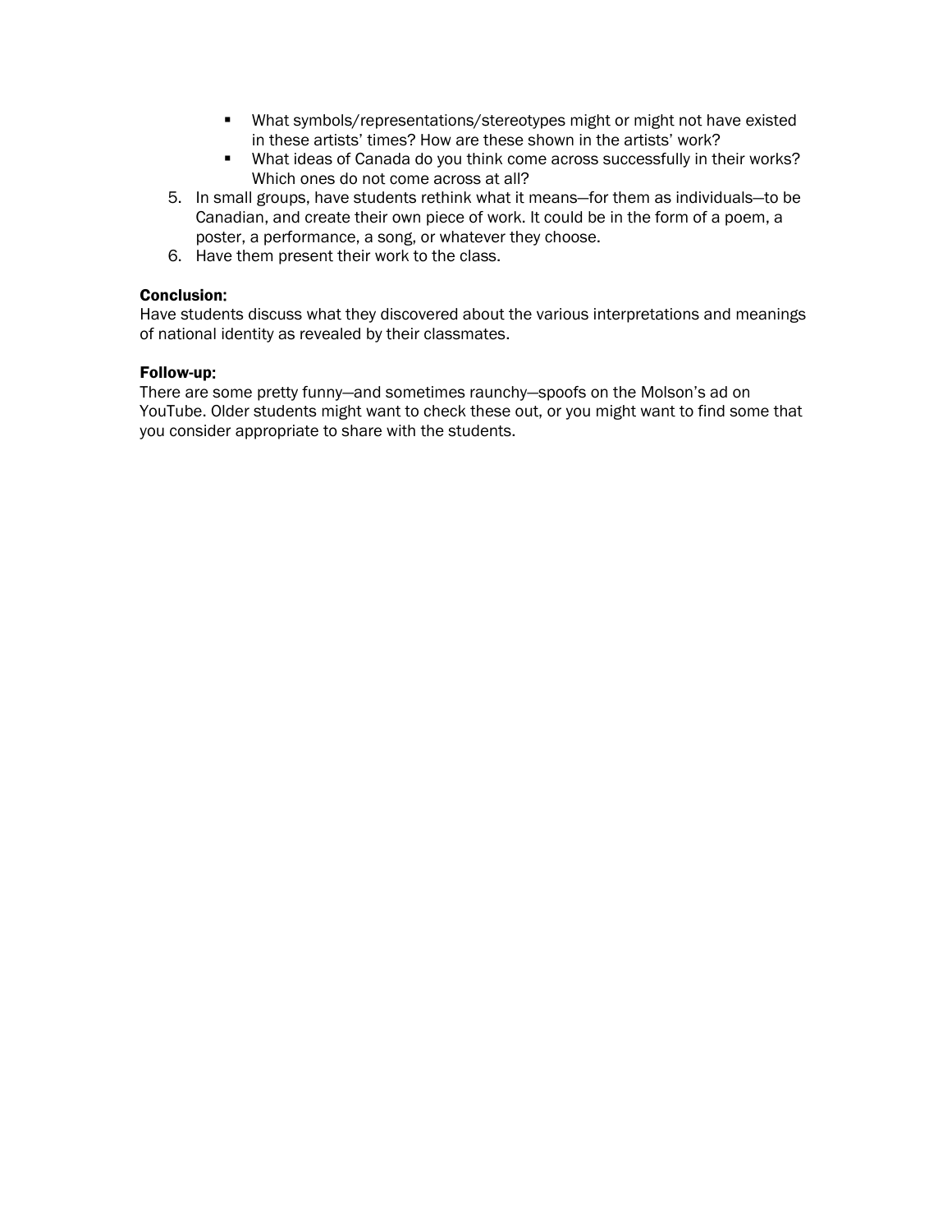- What symbols/representations/stereotypes might or might not have existed in these artists' times? How are these shown in the artists' work?
- What ideas of Canada do you think come across successfully in their works? Which ones do not come across at all?

5. In small groups, have students rethink what it means—for them as individuals—to be Canadian, and create their own piece of work. It could be in the form of a poem, a poster, a performance, a song, or whatever they choose.
6. Have them present their work to the class.

**Conclusion:**
Have students discuss what they discovered about the various interpretations and meanings of national identity as revealed by their classmates.

**Follow-up:**
There are some pretty funny—and sometimes raunchy—spoofs on the Molson's ad on YouTube. Older students might want to check these out, or you might want to find some that you consider appropriate to share with the students.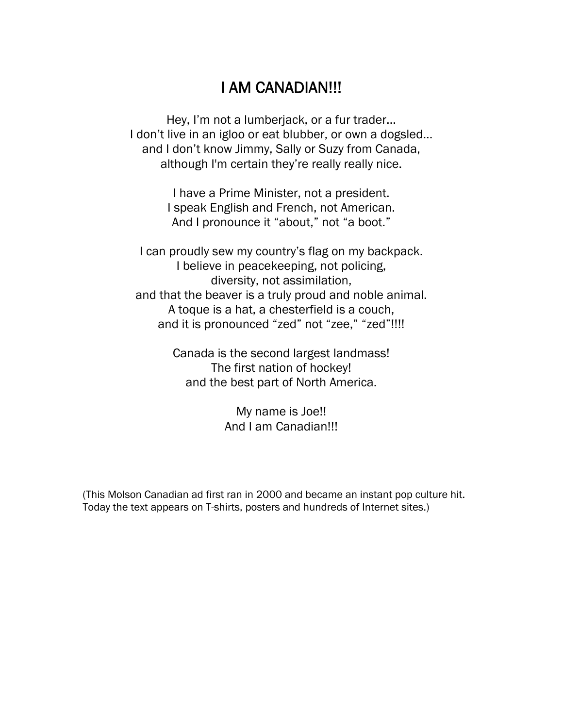# I AM CANADIAN!!!

Hey, I'm not a lumberjack, or a fur trader…
I don't live in an igloo or eat blubber, or own a dogsled…
and I don't know Jimmy, Sally or Suzy from Canada,
although I'm certain they're really really nice.

I have a Prime Minister, not a president.
I speak English and French, not American.
And I pronounce it "about," not "a boot."

I can proudly sew my country's flag on my backpack.
I believe in peacekeeping, not policing,
diversity, not assimilation,
and that the beaver is a truly proud and noble animal.
A toque is a hat, a chesterfield is a couch,
and it is pronounced "zed" not "zee," "zed"!!!!

Canada is the second largest landmass!
The first nation of hockey!
and the best part of North America.

My name is Joe!!
And I am Canadian!!!

(This Molson Canadian ad first ran in 2000 and became an instant pop culture hit. Today the text appears on T-shirts, posters and hundreds of Internet sites.)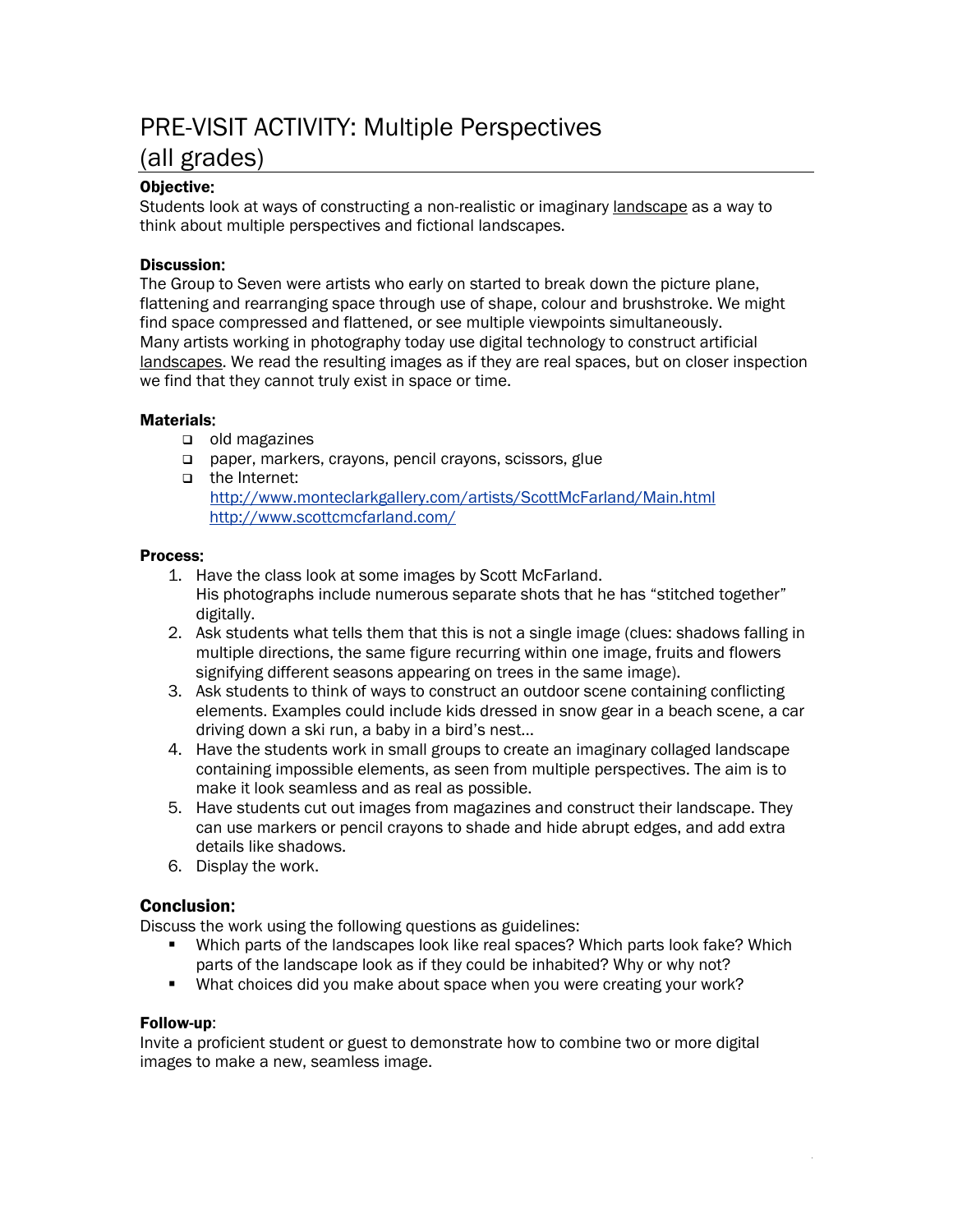# PRE-VISIT ACTIVITY: Multiple Perspectives (all grades)

**Objective:**
Students look at ways of constructing a non-realistic or imaginary landscape as a way to think about multiple perspectives and fictional landscapes.

**Discussion:**
The Group to Seven were artists who early on started to break down the picture plane, flattening and rearranging space through use of shape, colour and brushstroke. We might find space compressed and flattened, or see multiple viewpoints simultaneously.
Many artists working in photography today use digital technology to construct artificial landscapes. We read the resulting images as if they are real spaces, but on closer inspection we find that they cannot truly exist in space or time.

**Materials:**

- old magazines
- paper, markers, crayons, pencil crayons, scissors, glue
- the Internet:
  http://www.monteclarkgallery.com/artists/ScottMcFarland/Main.html
  http://www.scottcmcfarland.com/

**Process:**

1. Have the class look at some images by Scott McFarland.
   His photographs include numerous separate shots that he has "stitched together" digitally.
2. Ask students what tells them that this is not a single image (clues: shadows falling in multiple directions, the same figure recurring within one image, fruits and flowers signifying different seasons appearing on trees in the same image).
3. Ask students to think of ways to construct an outdoor scene containing conflicting elements. Examples could include kids dressed in snow gear in a beach scene, a car driving down a ski run, a baby in a bird's nest…
4. Have the students work in small groups to create an imaginary collaged landscape containing impossible elements, as seen from multiple perspectives. The aim is to make it look seamless and as real as possible.
5. Have students cut out images from magazines and construct their landscape. They can use markers or pencil crayons to shade and hide abrupt edges, and add extra details like shadows.
6. Display the work.

**Conclusion:**
Discuss the work using the following questions as guidelines:

- Which parts of the landscapes look like real spaces? Which parts look fake? Which parts of the landscape look as if they could be inhabited? Why or why not?
- What choices did you make about space when you were creating your work?

**Follow-up**:
Invite a proficient student or guest to demonstrate how to combine two or more digital images to make a new, seamless image.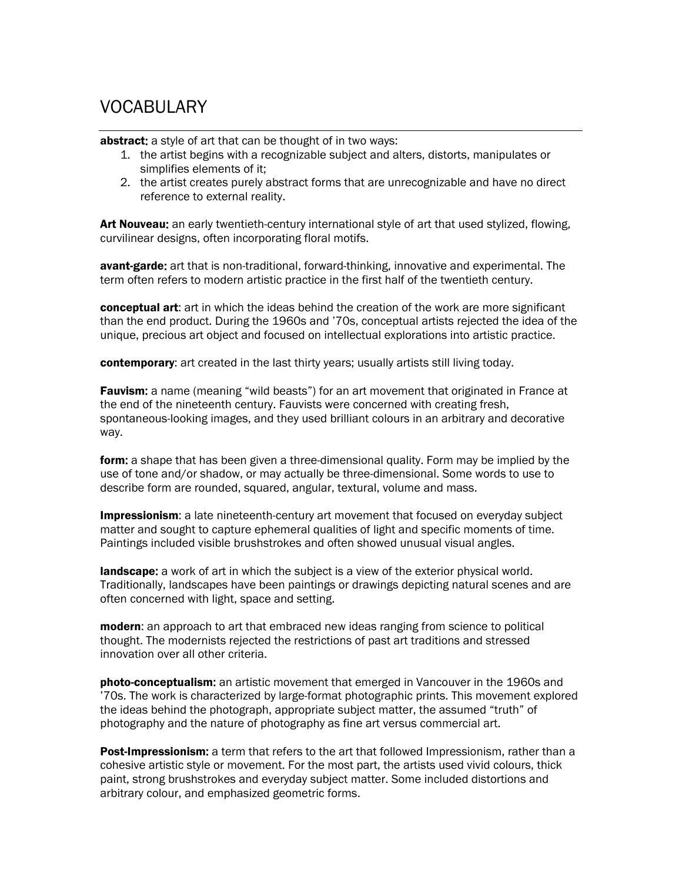# VOCABULARY

**abstract**: a style of art that can be thought of in two ways:

1. the artist begins with a recognizable subject and alters, distorts, manipulates or simplifies elements of it;
2. the artist creates purely abstract forms that are unrecognizable and have no direct reference to external reality.

**Art Nouveau**: an early twentieth-century international style of art that used stylized, flowing, curvilinear designs, often incorporating floral motifs.

**avant-garde**: art that is non-traditional, forward-thinking, innovative and experimental. The term often refers to modern artistic practice in the first half of the twentieth century.

**conceptual art**: art in which the ideas behind the creation of the work are more significant than the end product. During the 1960s and '70s, conceptual artists rejected the idea of the unique, precious art object and focused on intellectual explorations into artistic practice.

**contemporary**: art created in the last thirty years; usually artists still living today.

**Fauvism**: a name (meaning "wild beasts") for an art movement that originated in France at the end of the nineteenth century. Fauvists were concerned with creating fresh, spontaneous-looking images, and they used brilliant colours in an arbitrary and decorative way.

**form**: a shape that has been given a three-dimensional quality. Form may be implied by the use of tone and/or shadow, or may actually be three-dimensional. Some words to use to describe form are rounded, squared, angular, textural, volume and mass.

**Impressionism**: a late nineteenth-century art movement that focused on everyday subject matter and sought to capture ephemeral qualities of light and specific moments of time. Paintings included visible brushstrokes and often showed unusual visual angles.

**landscape**: a work of art in which the subject is a view of the exterior physical world. Traditionally, landscapes have been paintings or drawings depicting natural scenes and are often concerned with light, space and setting.

**modern**: an approach to art that embraced new ideas ranging from science to political thought. The modernists rejected the restrictions of past art traditions and stressed innovation over all other criteria.

**photo-conceptualism**: an artistic movement that emerged in Vancouver in the 1960s and '70s. The work is characterized by large-format photographic prints. This movement explored the ideas behind the photograph, appropriate subject matter, the assumed "truth" of photography and the nature of photography as fine art versus commercial art.

**Post-Impressionism**: a term that refers to the art that followed Impressionism, rather than a cohesive artistic style or movement. For the most part, the artists used vivid colours, thick paint, strong brushstrokes and everyday subject matter. Some included distortions and arbitrary colour, and emphasized geometric forms.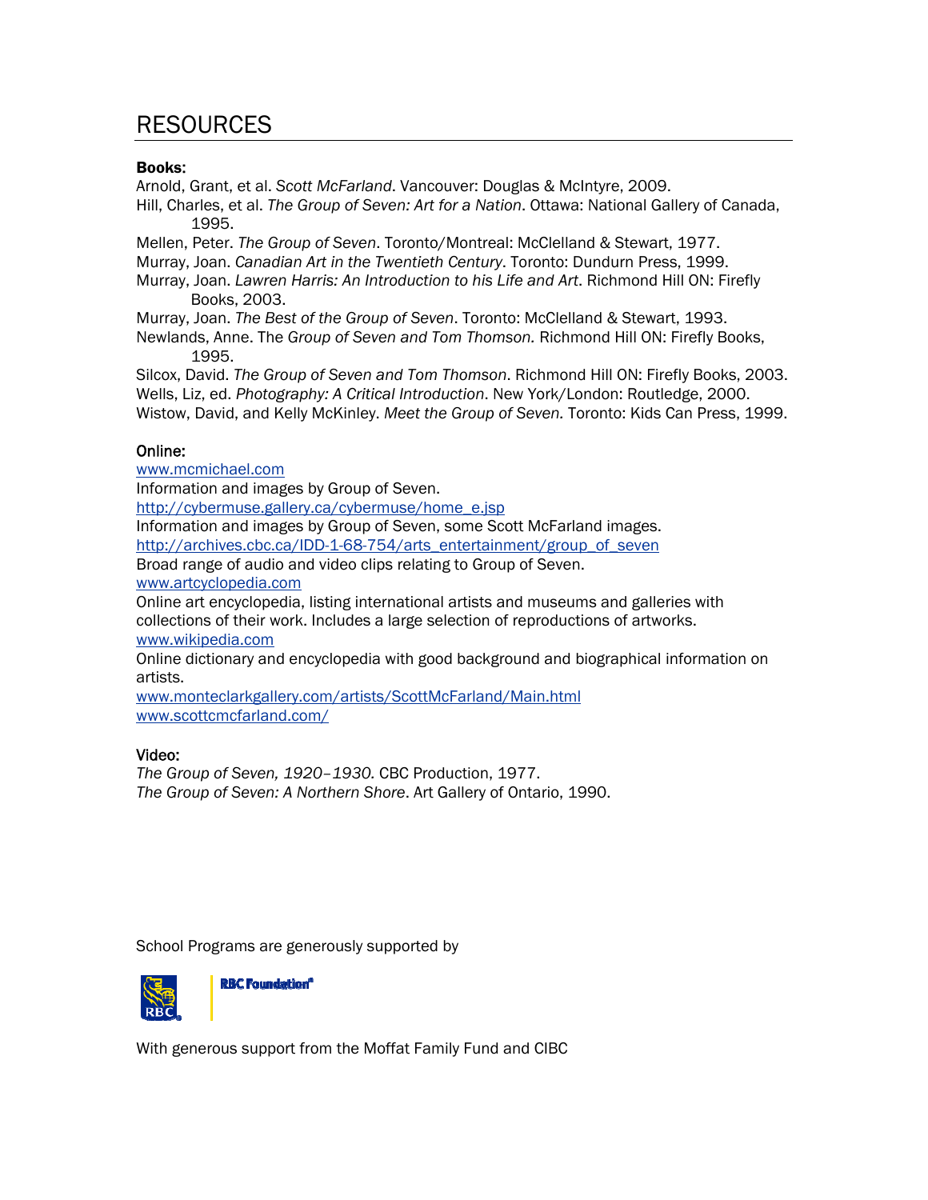# RESOURCES

**Books:**

Arnold, Grant, et al. *Scott McFarland*. Vancouver: Douglas & McIntyre, 2009.

Hill, Charles, et al. *The Group of Seven: Art for a Nation*. Ottawa: National Gallery of Canada, 1995.

Mellen, Peter. *The Group of Seven*. Toronto/Montreal: McClelland & Stewart, 1977.

Murray, Joan. *Canadian Art in the Twentieth Century*. Toronto: Dundurn Press, 1999.

Murray, Joan. *Lawren Harris: An Introduction to his Life and Art*. Richmond Hill ON: Firefly Books, 2003.

Murray, Joan. *The Best of the Group of Seven*. Toronto: McClelland & Stewart, 1993.

Newlands, Anne. The *Group of Seven and Tom Thomson.* Richmond Hill ON: Firefly Books, 1995.

Silcox, David. *The Group of Seven and Tom Thomson*. Richmond Hill ON: Firefly Books, 2003.

Wells, Liz, ed. *Photography: A Critical Introduction*. New York/London: Routledge, 2000.

Wistow, David, and Kelly McKinley. *Meet the Group of Seven.* Toronto: Kids Can Press, 1999.

**Online:**

www.mcmichael.com

Information and images by Group of Seven.

http://cybermuse.gallery.ca/cybermuse/home_e.jsp

Information and images by Group of Seven, some Scott McFarland images.

http://archives.cbc.ca/IDD-1-68-754/arts_entertainment/group_of_seven

Broad range of audio and video clips relating to Group of Seven.

www.artcyclopedia.com

Online art encyclopedia, listing international artists and museums and galleries with collections of their work. Includes a large selection of reproductions of artworks.

www.wikipedia.com

Online dictionary and encyclopedia with good background and biographical information on artists.

www.monteclarkgallery.com/artists/ScottMcFarland/Main.html

www.scottcmcfarland.com/

**Video:**

*The Group of Seven, 1920–1930.* CBC Production, 1977.

*The Group of Seven: A Northern Shore*. Art Gallery of Ontario, 1990.

School Programs are generously supported by

RBC Foundation®

With generous support from the Moffat Family Fund and CIBC